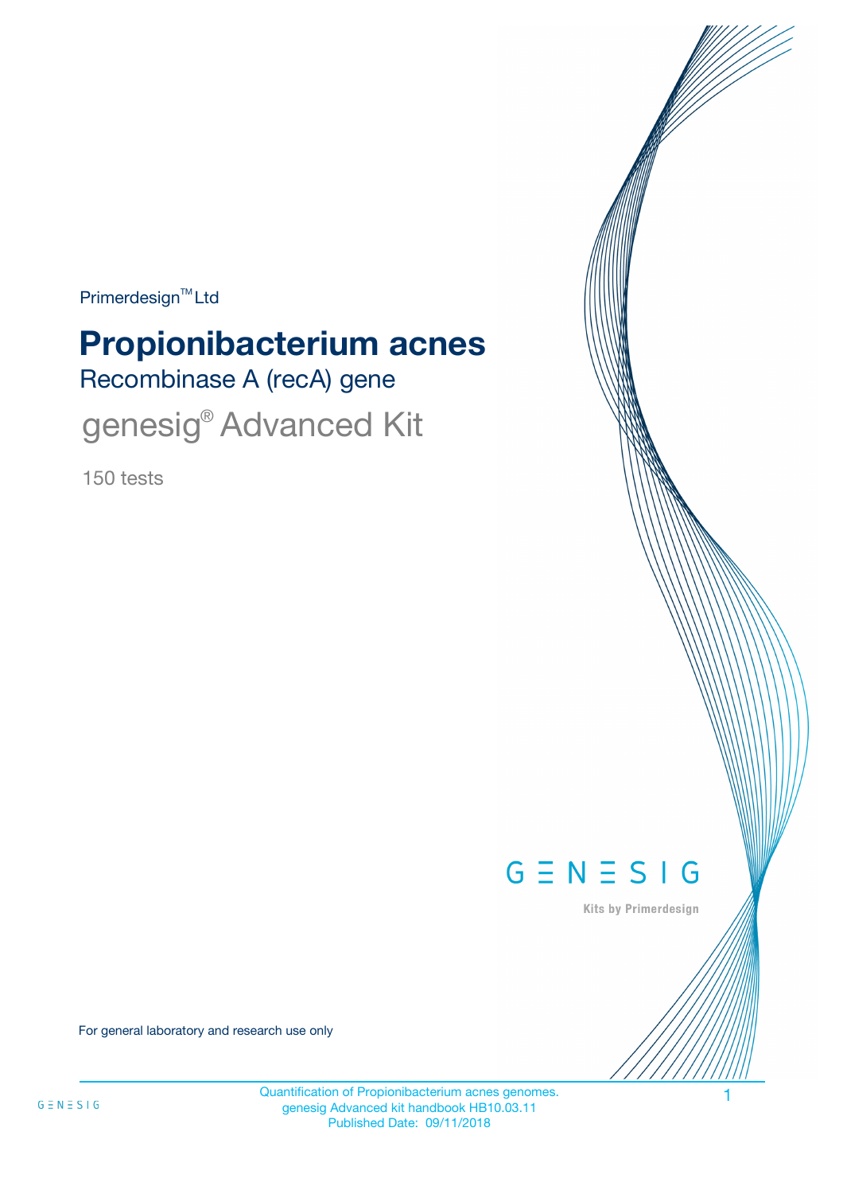Primerdesign™ Ltd

# Propionibacterium acnes

## Recombinase A (recA) gene

## genesig® Advanced Kit

150 tests

GENESIG

Kits by Primerdesign

For general laboratory and research use only

Quantification of Propionibacterium acnes genomes.
genesig Advanced kit handbook HB10.03.11
Published Date: 09/11/2018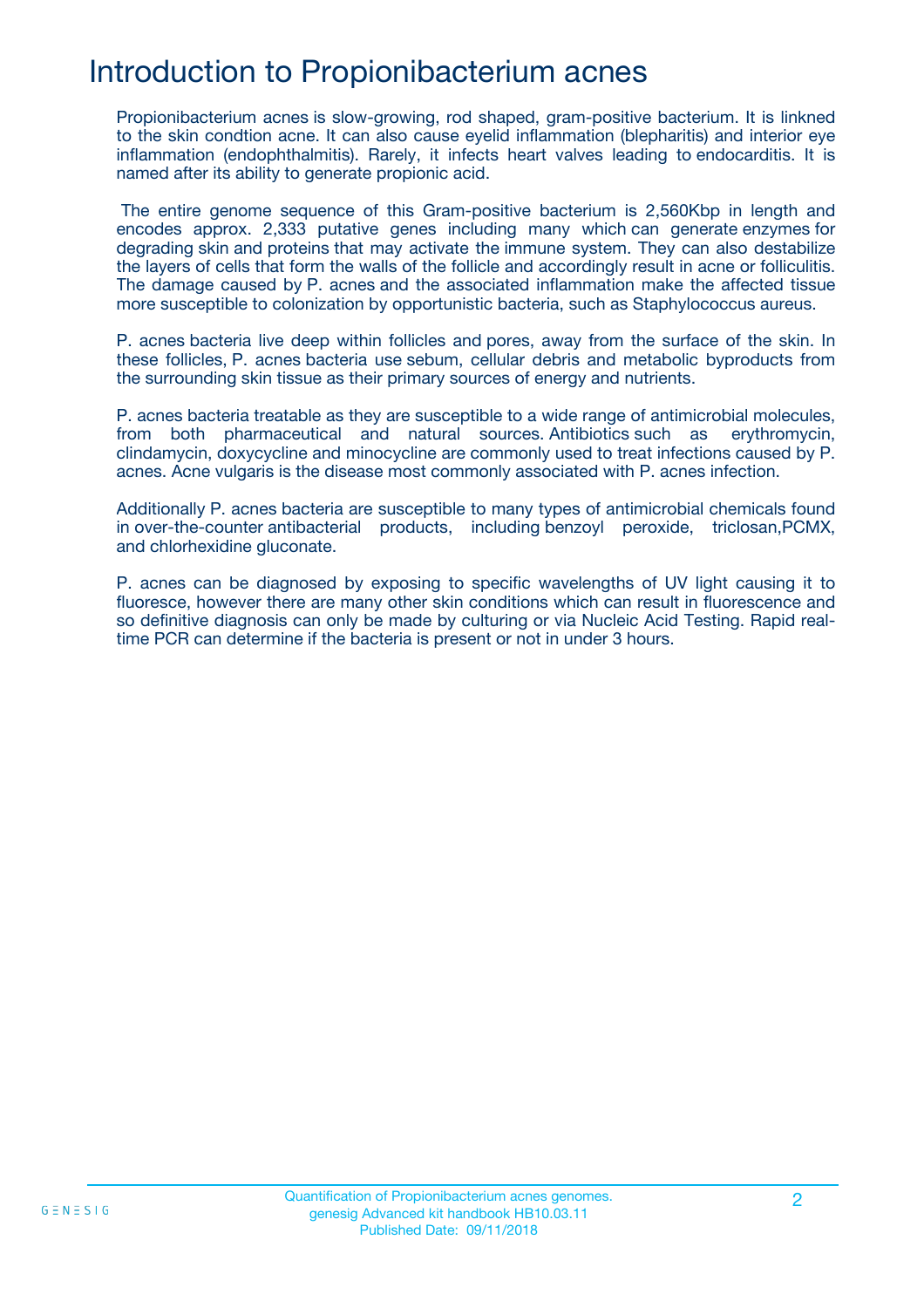# Introduction to Propionibacterium acnes

Propionibacterium acnes is slow-growing, rod shaped, gram-positive bacterium. It is linkned to the skin condtion acne. It can also cause eyelid inflammation (blepharitis) and interior eye inflammation (endophthalmitis). Rarely, it infects heart valves leading to endocarditis. It is named after its ability to generate propionic acid.

The entire genome sequence of this Gram-positive bacterium is 2,560Kbp in length and encodes approx. 2,333 putative genes including many which can generate enzymes for degrading skin and proteins that may activate the immune system. They can also destabilize the layers of cells that form the walls of the follicle and accordingly result in acne or folliculitis. The damage caused by P. acnes and the associated inflammation make the affected tissue more susceptible to colonization by opportunistic bacteria, such as Staphylococcus aureus.

P. acnes bacteria live deep within follicles and pores, away from the surface of the skin. In these follicles, P. acnes bacteria use sebum, cellular debris and metabolic byproducts from the surrounding skin tissue as their primary sources of energy and nutrients.

P. acnes bacteria treatable as they are susceptible to a wide range of antimicrobial molecules, from both pharmaceutical and natural sources. Antibiotics such as erythromycin, clindamycin, doxycycline and minocycline are commonly used to treat infections caused by P. acnes. Acne vulgaris is the disease most commonly associated with P. acnes infection.

Additionally P. acnes bacteria are susceptible to many types of antimicrobial chemicals found in over-the-counter antibacterial products, including benzoyl peroxide, triclosan,PCMX, and chlorhexidine gluconate.

P. acnes can be diagnosed by exposing to specific wavelengths of UV light causing it to fluoresce, however there are many other skin conditions which can result in fluorescence and so definitive diagnosis can only be made by culturing or via Nucleic Acid Testing. Rapid real-time PCR can determine if the bacteria is present or not in under 3 hours.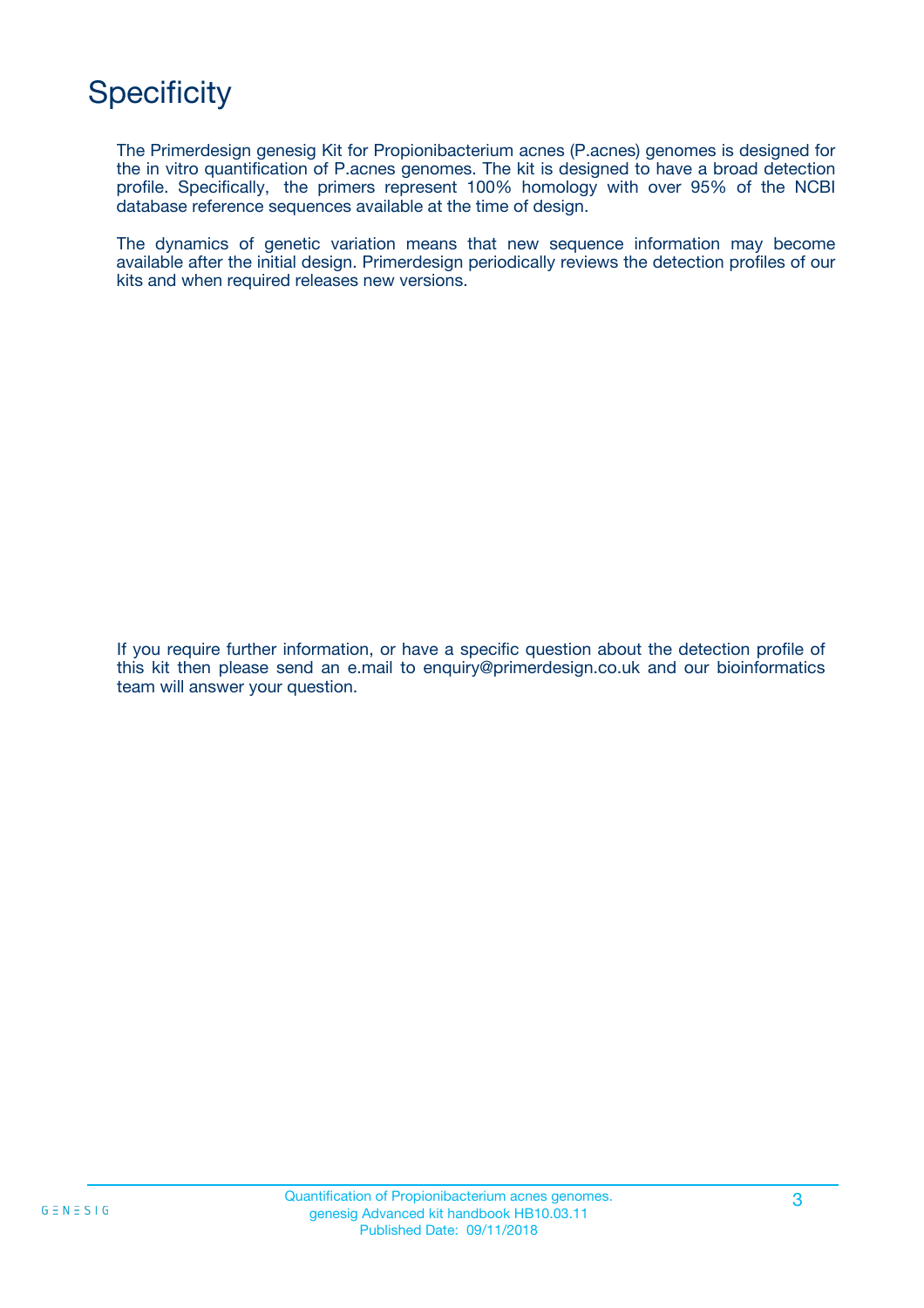# Specificity

The Primerdesign genesig Kit for Propionibacterium acnes (P.acnes) genomes is designed for the in vitro quantification of P.acnes genomes. The kit is designed to have a broad detection profile. Specifically, the primers represent 100% homology with over 95% of the NCBI database reference sequences available at the time of design.

The dynamics of genetic variation means that new sequence information may become available after the initial design. Primerdesign periodically reviews the detection profiles of our kits and when required releases new versions.

If you require further information, or have a specific question about the detection profile of this kit then please send an e.mail to enquiry@primerdesign.co.uk and our bioinformatics team will answer your question.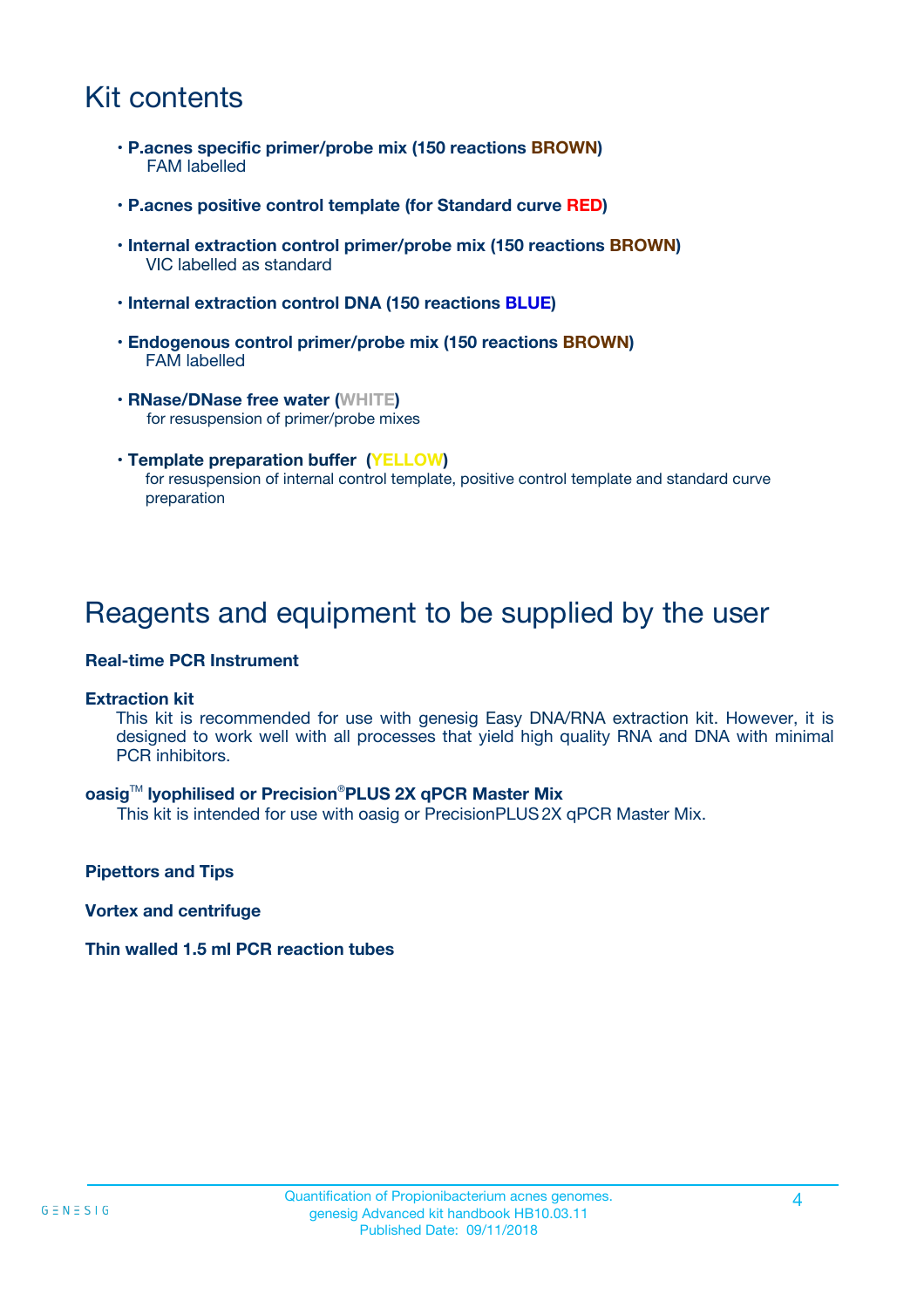# Kit contents

- **P.acnes specific primer/probe mix (150 reactions BROWN)**
  FAM labelled
- **P.acnes positive control template (for Standard curve RED)**
- **Internal extraction control primer/probe mix (150 reactions BROWN)**
  VIC labelled as standard
- **Internal extraction control DNA (150 reactions BLUE)**
- **Endogenous control primer/probe mix (150 reactions BROWN)**
  FAM labelled
- **RNase/DNase free water (WHITE)**
  for resuspension of primer/probe mixes
- **Template preparation buffer (YELLOW)**
  for resuspension of internal control template, positive control template and standard curve preparation

# Reagents and equipment to be supplied by the user

**Real-time PCR Instrument**

**Extraction kit**
This kit is recommended for use with genesig Easy DNA/RNA extraction kit. However, it is designed to work well with all processes that yield high quality RNA and DNA with minimal PCR inhibitors.

**oasig™ lyophilised or Precision®PLUS 2X qPCR Master Mix**
This kit is intended for use with oasig or PrecisionPLUS 2X qPCR Master Mix.

**Pipettors and Tips**

**Vortex and centrifuge**

**Thin walled 1.5 ml PCR reaction tubes**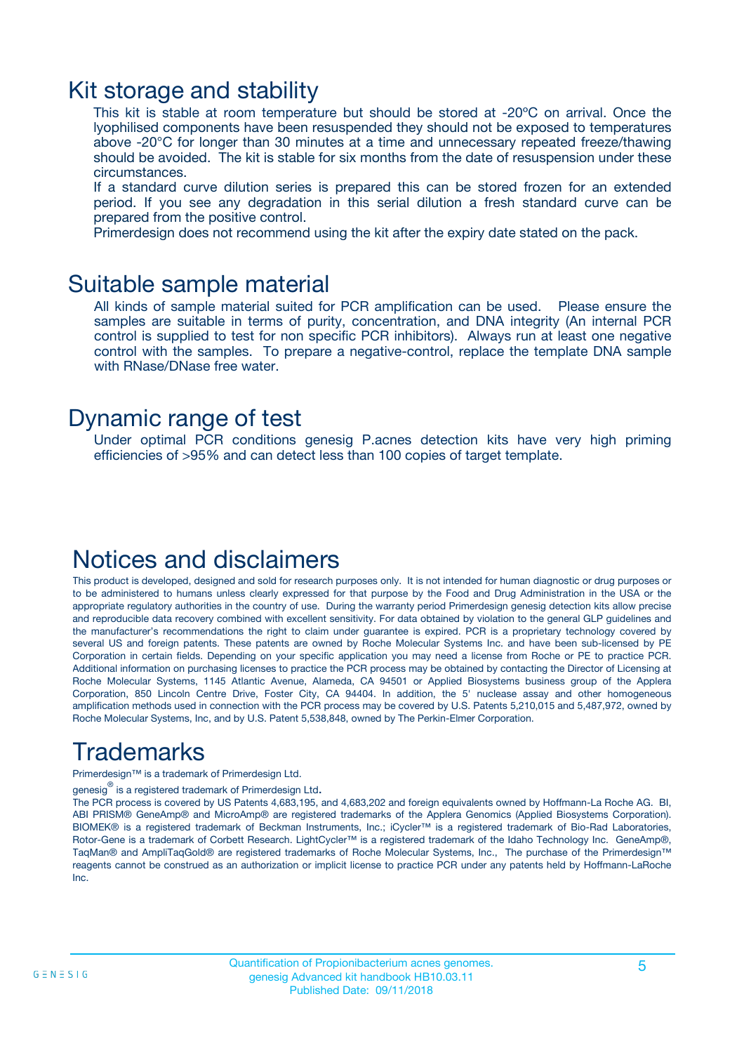# Kit storage and stability

This kit is stable at room temperature but should be stored at -20ºC on arrival. Once the lyophilised components have been resuspended they should not be exposed to temperatures above -20°C for longer than 30 minutes at a time and unnecessary repeated freeze/thawing should be avoided. The kit is stable for six months from the date of resuspension under these circumstances.

If a standard curve dilution series is prepared this can be stored frozen for an extended period. If you see any degradation in this serial dilution a fresh standard curve can be prepared from the positive control.

Primerdesign does not recommend using the kit after the expiry date stated on the pack.

# Suitable sample material

All kinds of sample material suited for PCR amplification can be used. Please ensure the samples are suitable in terms of purity, concentration, and DNA integrity (An internal PCR control is supplied to test for non specific PCR inhibitors). Always run at least one negative control with the samples. To prepare a negative-control, replace the template DNA sample with RNase/DNase free water.

# Dynamic range of test

Under optimal PCR conditions genesig P.acnes detection kits have very high priming efficiencies of >95% and can detect less than 100 copies of target template.

# Notices and disclaimers

This product is developed, designed and sold for research purposes only. It is not intended for human diagnostic or drug purposes or to be administered to humans unless clearly expressed for that purpose by the Food and Drug Administration in the USA or the appropriate regulatory authorities in the country of use. During the warranty period Primerdesign genesig detection kits allow precise and reproducible data recovery combined with excellent sensitivity. For data obtained by violation to the general GLP guidelines and the manufacturer's recommendations the right to claim under guarantee is expired. PCR is a proprietary technology covered by several US and foreign patents. These patents are owned by Roche Molecular Systems Inc. and have been sub-licensed by PE Corporation in certain fields. Depending on your specific application you may need a license from Roche or PE to practice PCR. Additional information on purchasing licenses to practice the PCR process may be obtained by contacting the Director of Licensing at Roche Molecular Systems, 1145 Atlantic Avenue, Alameda, CA 94501 or Applied Biosystems business group of the Applera Corporation, 850 Lincoln Centre Drive, Foster City, CA 94404. In addition, the 5' nuclease assay and other homogeneous amplification methods used in connection with the PCR process may be covered by U.S. Patents 5,210,015 and 5,487,972, owned by Roche Molecular Systems, Inc, and by U.S. Patent 5,538,848, owned by The Perkin-Elmer Corporation.

# Trademarks

Primerdesign™ is a trademark of Primerdesign Ltd.

genesig® is a registered trademark of Primerdesign Ltd.

The PCR process is covered by US Patents 4,683,195, and 4,683,202 and foreign equivalents owned by Hoffmann-La Roche AG. BI, ABI PRISM® GeneAmp® and MicroAmp® are registered trademarks of the Applera Genomics (Applied Biosystems Corporation). BIOMEK® is a registered trademark of Beckman Instruments, Inc.; iCycler™ is a registered trademark of Bio-Rad Laboratories, Rotor-Gene is a trademark of Corbett Research. LightCycler™ is a registered trademark of the Idaho Technology Inc. GeneAmp®, TaqMan® and AmpliTaqGold® are registered trademarks of Roche Molecular Systems, Inc., The purchase of the Primerdesign™ reagents cannot be construed as an authorization or implicit license to practice PCR under any patents held by Hoffmann-LaRoche Inc.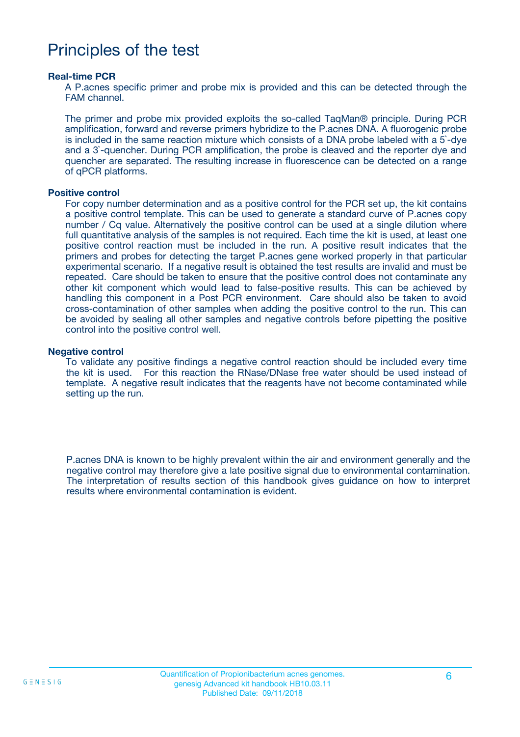# Principles of the test

### Real-time PCR

A P.acnes specific primer and probe mix is provided and this can be detected through the FAM channel.

The primer and probe mix provided exploits the so-called TaqMan® principle. During PCR amplification, forward and reverse primers hybridize to the P.acnes DNA. A fluorogenic probe is included in the same reaction mixture which consists of a DNA probe labeled with a 5`-dye and a 3`-quencher. During PCR amplification, the probe is cleaved and the reporter dye and quencher are separated. The resulting increase in fluorescence can be detected on a range of qPCR platforms.

### Positive control

For copy number determination and as a positive control for the PCR set up, the kit contains a positive control template. This can be used to generate a standard curve of P.acnes copy number / Cq value. Alternatively the positive control can be used at a single dilution where full quantitative analysis of the samples is not required. Each time the kit is used, at least one positive control reaction must be included in the run. A positive result indicates that the primers and probes for detecting the target P.acnes gene worked properly in that particular experimental scenario. If a negative result is obtained the test results are invalid and must be repeated. Care should be taken to ensure that the positive control does not contaminate any other kit component which would lead to false-positive results. This can be achieved by handling this component in a Post PCR environment. Care should also be taken to avoid cross-contamination of other samples when adding the positive control to the run. This can be avoided by sealing all other samples and negative controls before pipetting the positive control into the positive control well.

### Negative control

To validate any positive findings a negative control reaction should be included every time the kit is used. For this reaction the RNase/DNase free water should be used instead of template. A negative result indicates that the reagents have not become contaminated while setting up the run.

P.acnes DNA is known to be highly prevalent within the air and environment generally and the negative control may therefore give a late positive signal due to environmental contamination. The interpretation of results section of this handbook gives guidance on how to interpret results where environmental contamination is evident.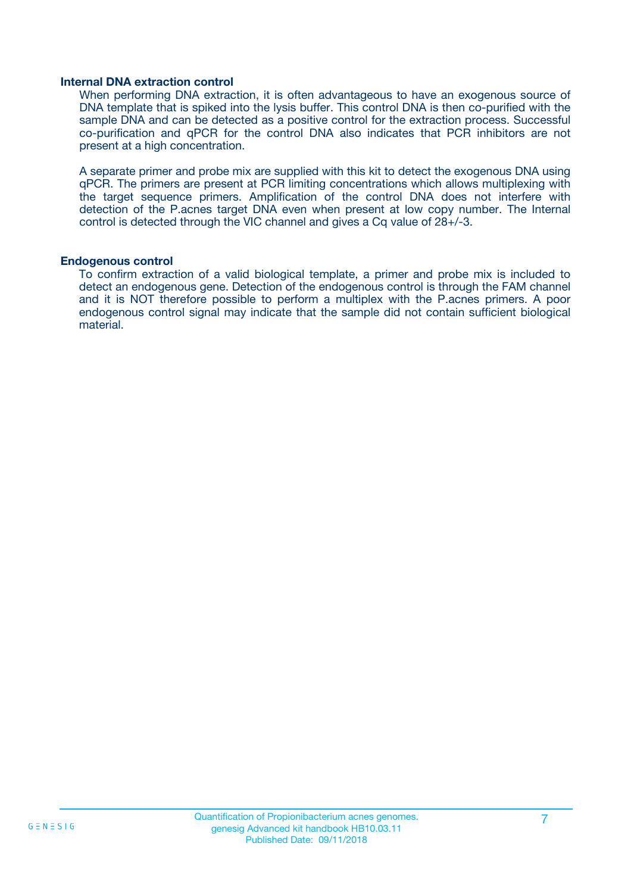### Internal DNA extraction control

When performing DNA extraction, it is often advantageous to have an exogenous source of DNA template that is spiked into the lysis buffer. This control DNA is then co-purified with the sample DNA and can be detected as a positive control for the extraction process. Successful co-purification and qPCR for the control DNA also indicates that PCR inhibitors are not present at a high concentration.

A separate primer and probe mix are supplied with this kit to detect the exogenous DNA using qPCR. The primers are present at PCR limiting concentrations which allows multiplexing with the target sequence primers. Amplification of the control DNA does not interfere with detection of the P.acnes target DNA even when present at low copy number. The Internal control is detected through the VIC channel and gives a Cq value of 28+/-3.

### Endogenous control

To confirm extraction of a valid biological template, a primer and probe mix is included to detect an endogenous gene. Detection of the endogenous control is through the FAM channel and it is NOT therefore possible to perform a multiplex with the P.acnes primers. A poor endogenous control signal may indicate that the sample did not contain sufficient biological material.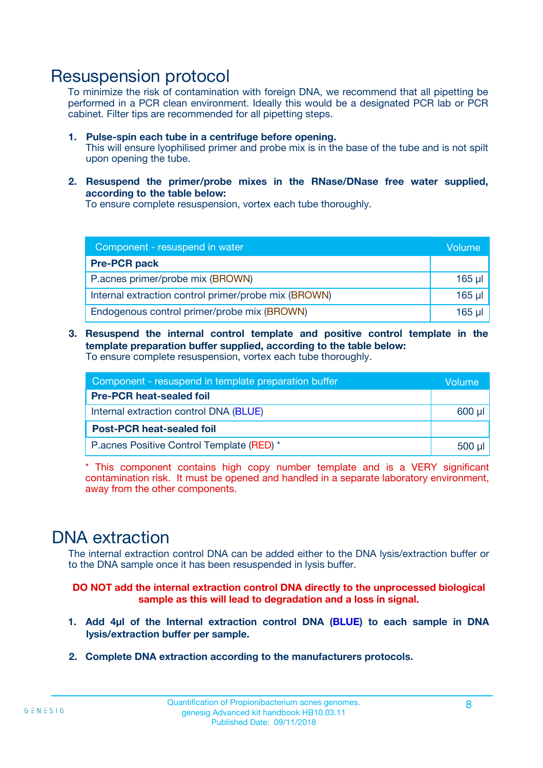# Resuspension protocol

To minimize the risk of contamination with foreign DNA, we recommend that all pipetting be performed in a PCR clean environment. Ideally this would be a designated PCR lab or PCR cabinet. Filter tips are recommended for all pipetting steps.

1. **Pulse-spin each tube in a centrifuge before opening.**
   This will ensure lyophilised primer and probe mix is in the base of the tube and is not spilt upon opening the tube.

2. **Resuspend the primer/probe mixes in the RNase/DNase free water supplied, according to the table below:**
   To ensure complete resuspension, vortex each tube thoroughly.

| Component - resuspend in water | Volume |
|---|---|
| **Pre-PCR pack** | |
| P.acnes primer/probe mix (BROWN) | 165 µl |
| Internal extraction control primer/probe mix (BROWN) | 165 µl |
| Endogenous control primer/probe mix (BROWN) | 165 µl |

3. **Resuspend the internal control template and positive control template in the template preparation buffer supplied, according to the table below:**
   To ensure complete resuspension, vortex each tube thoroughly.

| Component - resuspend in template preparation buffer | Volume |
|---|---|
| **Pre-PCR heat-sealed foil** | |
| Internal extraction control DNA (BLUE) | 600 µl |
| **Post-PCR heat-sealed foil** | |
| P.acnes Positive Control Template (RED) * | 500 µl |

\* This component contains high copy number template and is a VERY significant contamination risk. It must be opened and handled in a separate laboratory environment, away from the other components.

# DNA extraction

The internal extraction control DNA can be added either to the DNA lysis/extraction buffer or to the DNA sample once it has been resuspended in lysis buffer.

**DO NOT add the internal extraction control DNA directly to the unprocessed biological sample as this will lead to degradation and a loss in signal.**

1. **Add 4µl of the Internal extraction control DNA (BLUE) to each sample in DNA lysis/extraction buffer per sample.**

2. **Complete DNA extraction according to the manufacturers protocols.**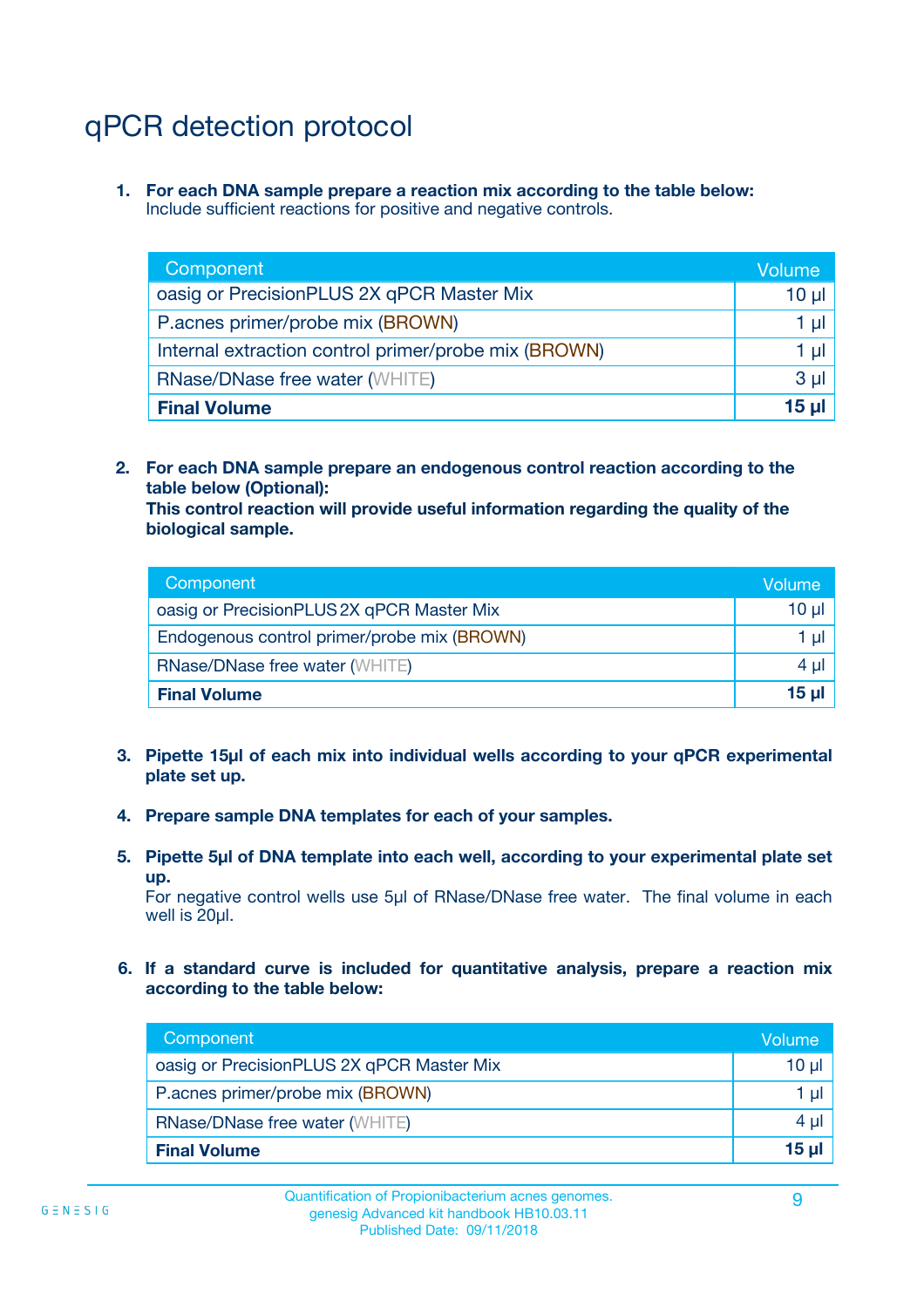# qPCR detection protocol

1. **For each DNA sample prepare a reaction mix according to the table below:**
   Include sufficient reactions for positive and negative controls.

| Component | Volume |
|---|---|
| oasig or PrecisionPLUS 2X qPCR Master Mix | 10 µl |
| P.acnes primer/probe mix (BROWN) | 1 µl |
| Internal extraction control primer/probe mix (BROWN) | 1 µl |
| RNase/DNase free water (WHITE) | 3 µl |
| **Final Volume** | **15 µl** |

2. **For each DNA sample prepare an endogenous control reaction according to the table below (Optional):**
   **This control reaction will provide useful information regarding the quality of the biological sample.**

| Component | Volume |
|---|---|
| oasig or PrecisionPLUS 2X qPCR Master Mix | 10 µl |
| Endogenous control primer/probe mix (BROWN) | 1 µl |
| RNase/DNase free water (WHITE) | 4 µl |
| **Final Volume** | **15 µl** |

3. **Pipette 15µl of each mix into individual wells according to your qPCR experimental plate set up.**

4. **Prepare sample DNA templates for each of your samples.**

5. **Pipette 5µl of DNA template into each well, according to your experimental plate set up.**
   For negative control wells use 5µl of RNase/DNase free water. The final volume in each well is 20µl.

6. **If a standard curve is included for quantitative analysis, prepare a reaction mix according to the table below:**

| Component | Volume |
|---|---|
| oasig or PrecisionPLUS 2X qPCR Master Mix | 10 µl |
| P.acnes primer/probe mix (BROWN) | 1 µl |
| RNase/DNase free water (WHITE) | 4 µl |
| **Final Volume** | **15 µl** |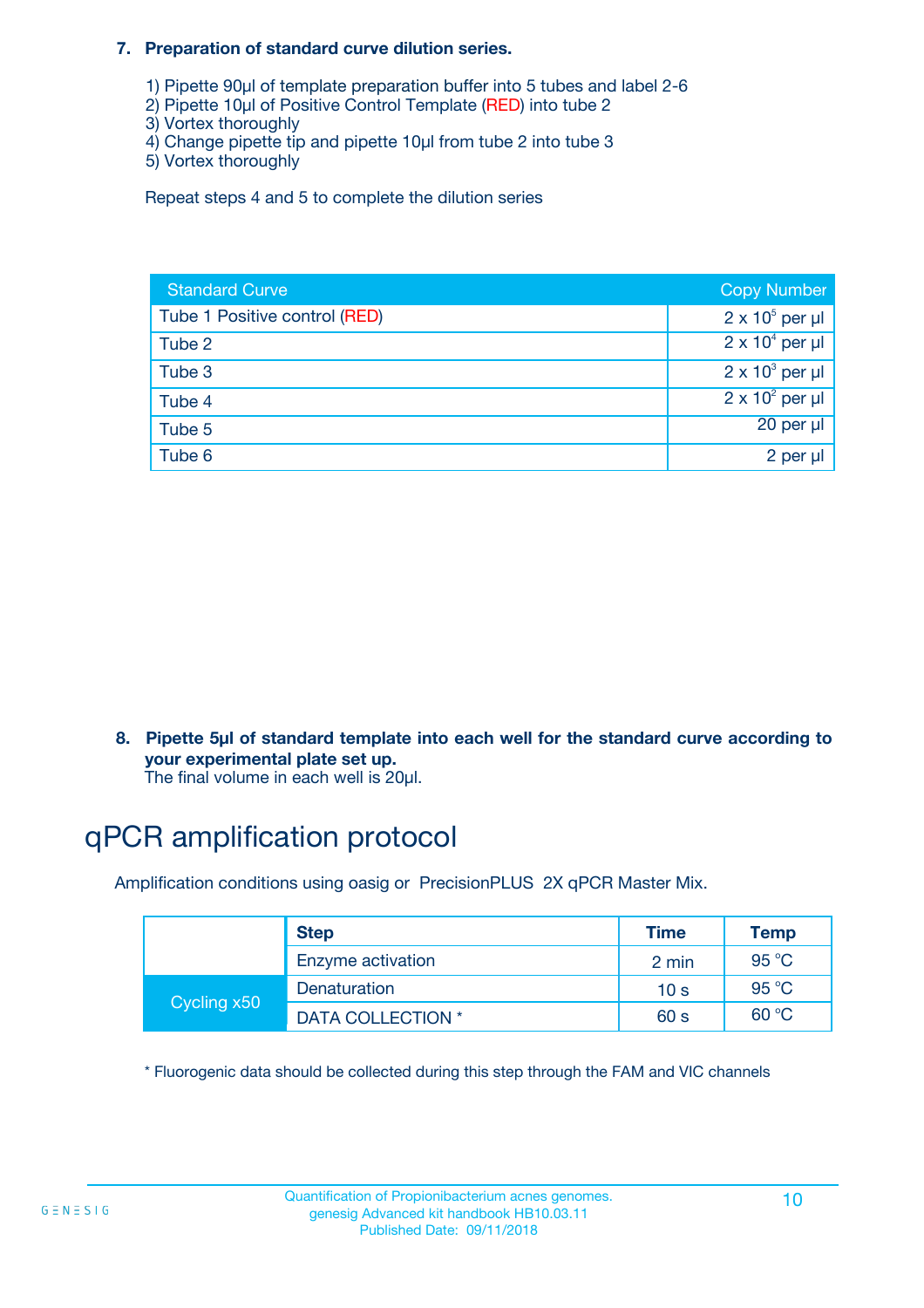**7. Preparation of standard curve dilution series.**

1) Pipette 90µl of template preparation buffer into 5 tubes and label 2-6
2) Pipette 10µl of Positive Control Template (RED) into tube 2
3) Vortex thoroughly
4) Change pipette tip and pipette 10µl from tube 2 into tube 3
5) Vortex thoroughly

Repeat steps 4 and 5 to complete the dilution series

| Standard Curve | Copy Number |
|---|---|
| Tube 1 Positive control (RED) | $2 \times 10^5$ per µl |
| Tube 2 | $2 \times 10^4$ per µl |
| Tube 3 | $2 \times 10^3$ per µl |
| Tube 4 | $2 \times 10^2$ per µl |
| Tube 5 | 20 per µl |
| Tube 6 | 2 per µl |

**8. Pipette 5µl of standard template into each well for the standard curve according to your experimental plate set up.**
The final volume in each well is 20µl.

# qPCR amplification protocol

Amplification conditions using oasig or PrecisionPLUS 2X qPCR Master Mix.

| | Step | Time | Temp |
|---|---|---|---|
| | Enzyme activation | 2 min | 95 °C |
| Cycling x50 | Denaturation | 10 s | 95 °C |
| | DATA COLLECTION * | 60 s | 60 °C |

* Fluorogenic data should be collected during this step through the FAM and VIC channels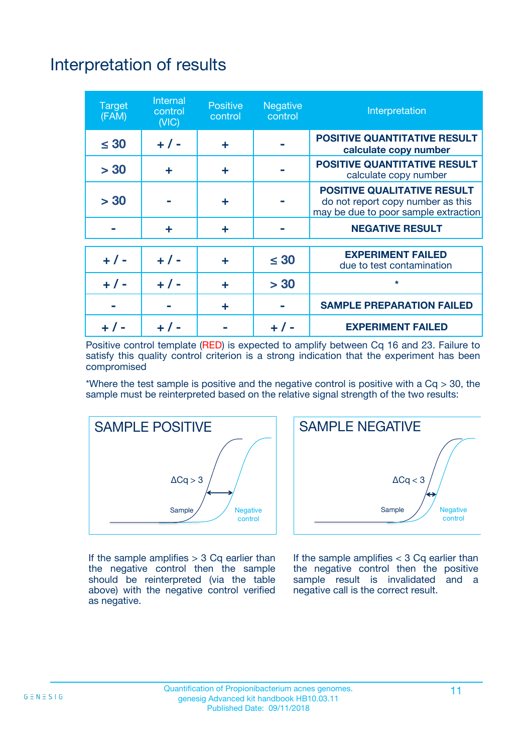# Interpretation of results

| Target (FAM) | Internal control (VIC) | Positive control | Negative control | Interpretation |
|---|---|---|---|---|
| ≤ 30 | + / - | + | - | **POSITIVE QUANTITATIVE RESULT** **calculate copy number** |
| > 30 | + | + | - | **POSITIVE QUANTITATIVE RESULT** calculate copy number |
| > 30 | - | + | - | **POSITIVE QUALITATIVE RESULT** do not report copy number as this may be due to poor sample extraction |
| - | + | + | - | **NEGATIVE RESULT** |
| + / - | + / - | + | ≤ 30 | **EXPERIMENT FAILED** due to test contamination |
| + / - | + / - | + | > 30 | * |
| - | - | + | - | **SAMPLE PREPARATION FAILED** |
| + / - | + / - | - | + / - | **EXPERIMENT FAILED** |

Positive control template (RED) is expected to amplify between Cq 16 and 23. Failure to satisfy this quality control criterion is a strong indication that the experiment has been compromised

*Where the test sample is positive and the negative control is positive with a Cq > 30, the sample must be reinterpreted based on the relative signal strength of the two results:

SAMPLE POSITIVE

ΔCq > 3

Sample

Negative control

If the sample amplifies > 3 Cq earlier than the negative control then the sample should be reinterpreted (via the table above) with the negative control verified as negative.

SAMPLE NEGATIVE

ΔCq < 3

Sample

Negative control

If the sample amplifies < 3 Cq earlier than the negative control then the positive sample result is invalidated and a negative call is the correct result.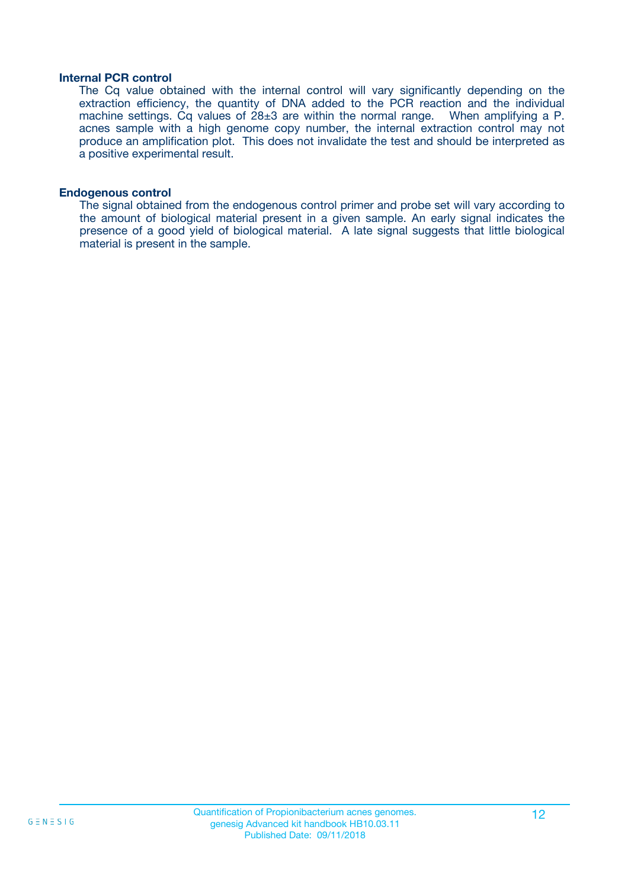**Internal PCR control**

The Cq value obtained with the internal control will vary significantly depending on the extraction efficiency, the quantity of DNA added to the PCR reaction and the individual machine settings. Cq values of $28 \pm 3$ are within the normal range. When amplifying a P. acnes sample with a high genome copy number, the internal extraction control may not produce an amplification plot. This does not invalidate the test and should be interpreted as a positive experimental result.

**Endogenous control**

The signal obtained from the endogenous control primer and probe set will vary according to the amount of biological material present in a given sample. An early signal indicates the presence of a good yield of biological material. A late signal suggests that little biological material is present in the sample.